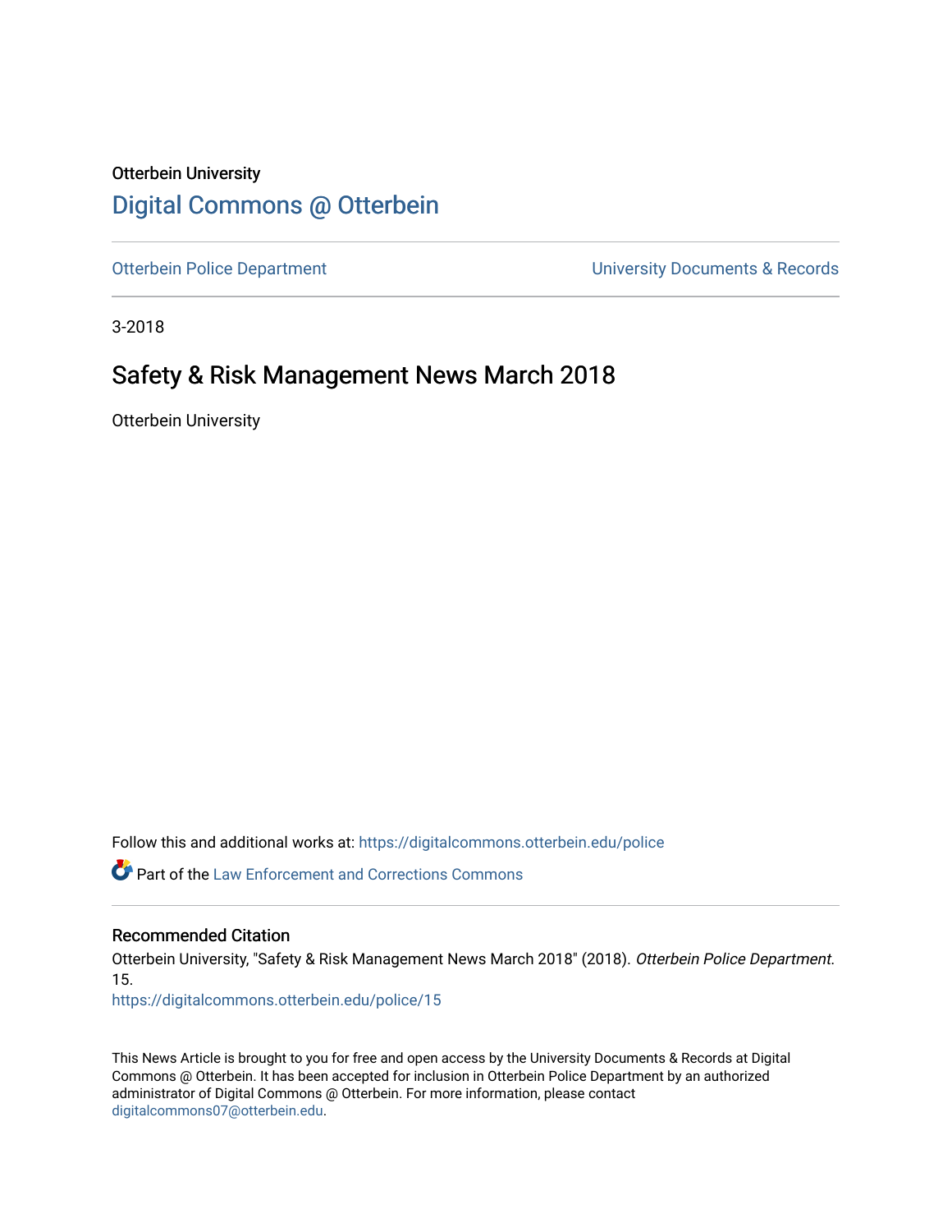Otterbein University

# Digital Commons @ Otterbein

Otterbein Police Department | University Documents & Records

3-2018

## Safety & Risk Management News March 2018

Otterbein University

Follow this and additional works at: https://digitalcommons.otterbein.edu/police

Part of the Law Enforcement and Corrections Commons

### Recommended Citation

Otterbein University, "Safety & Risk Management News March 2018" (2018). *Otterbein Police Department*. 15.
https://digitalcommons.otterbein.edu/police/15

This News Article is brought to you for free and open access by the University Documents & Records at Digital Commons @ Otterbein. It has been accepted for inclusion in Otterbein Police Department by an authorized administrator of Digital Commons @ Otterbein. For more information, please contact digitalcommons07@otterbein.edu.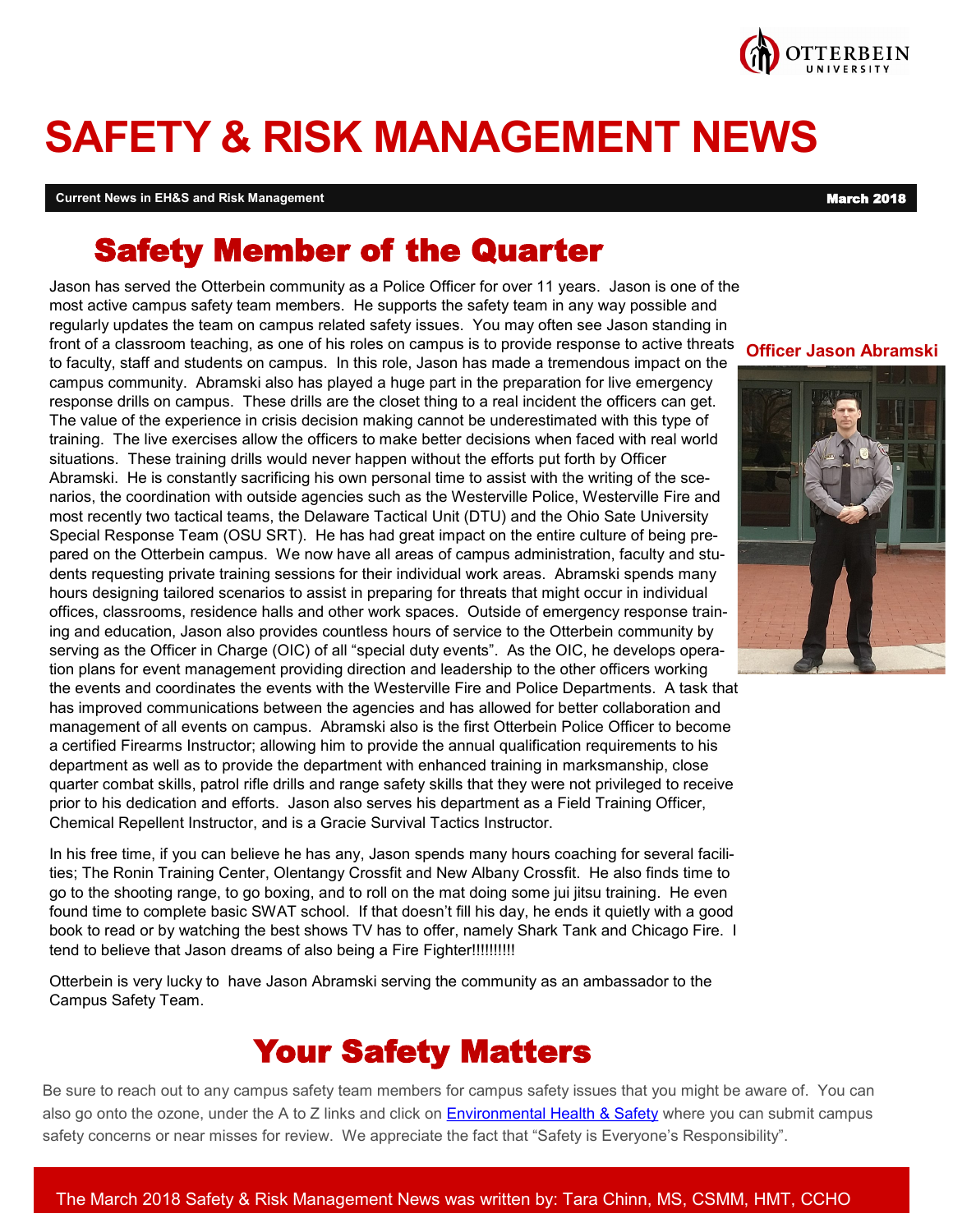# SAFETY & RISK MANAGEMENT NEWS

**Current News in EH&S and Risk Management** — **March 2018**

## Safety Member of the Quarter

**Officer Jason Abramski**

Jason has served the Otterbein community as a Police Officer for over 11 years. Jason is one of the most active campus safety team members. He supports the safety team in any way possible and regularly updates the team on campus related safety issues. You may often see Jason standing in front of a classroom teaching, as one of his roles on campus is to provide response to active threats to faculty, staff and students on campus. In this role, Jason has made a tremendous impact on the campus community. Abramski also has played a huge part in the preparation for live emergency response drills on campus. These drills are the closet thing to a real incident the officers can get. The value of the experience in crisis decision making cannot be underestimated with this type of training. The live exercises allow the officers to make better decisions when faced with real world situations. These training drills would never happen without the efforts put forth by Officer Abramski. He is constantly sacrificing his own personal time to assist with the writing of the scenarios, the coordination with outside agencies such as the Westerville Police, Westerville Fire and most recently two tactical teams, the Delaware Tactical Unit (DTU) and the Ohio Sate University Special Response Team (OSU SRT). He has had great impact on the entire culture of being prepared on the Otterbein campus. We now have all areas of campus administration, faculty and students requesting private training sessions for their individual work areas. Abramski spends many hours designing tailored scenarios to assist in preparing for threats that might occur in individual offices, classrooms, residence halls and other work spaces. Outside of emergency response training and education, Jason also provides countless hours of service to the Otterbein community by serving as the Officer in Charge (OIC) of all "special duty events". As the OIC, he develops operation plans for event management providing direction and leadership to the other officers working the events and coordinates the events with the Westerville Fire and Police Departments. A task that has improved communications between the agencies and has allowed for better collaboration and management of all events on campus. Abramski also is the first Otterbein Police Officer to become a certified Firearms Instructor; allowing him to provide the annual qualification requirements to his department as well as to provide the department with enhanced training in marksmanship, close quarter combat skills, patrol rifle drills and range safety skills that they were not privileged to receive prior to his dedication and efforts. Jason also serves his department as a Field Training Officer, Chemical Repellent Instructor, and is a Gracie Survival Tactics Instructor.

In his free time, if you can believe he has any, Jason spends many hours coaching for several facilities; The Ronin Training Center, Olentangy Crossfit and New Albany Crossfit. He also finds time to go to the shooting range, to go boxing, and to roll on the mat doing some jui jitsu training. He even found time to complete basic SWAT school. If that doesn't fill his day, he ends it quietly with a good book to read or by watching the best shows TV has to offer, namely Shark Tank and Chicago Fire. I tend to believe that Jason dreams of also being a Fire Fighter!!!!!!!!!

Otterbein is very lucky to have Jason Abramski serving the community as an ambassador to the Campus Safety Team.

## Your Safety Matters

Be sure to reach out to any campus safety team members for campus safety issues that you might be aware of. You can also go onto the ozone, under the A to Z links and click on Environmental Health & Safety where you can submit campus safety concerns or near misses for review. We appreciate the fact that "Safety is Everyone's Responsibility".

The March 2018 Safety & Risk Management News was written by: Tara Chinn, MS, CSMM, HMT, CCHO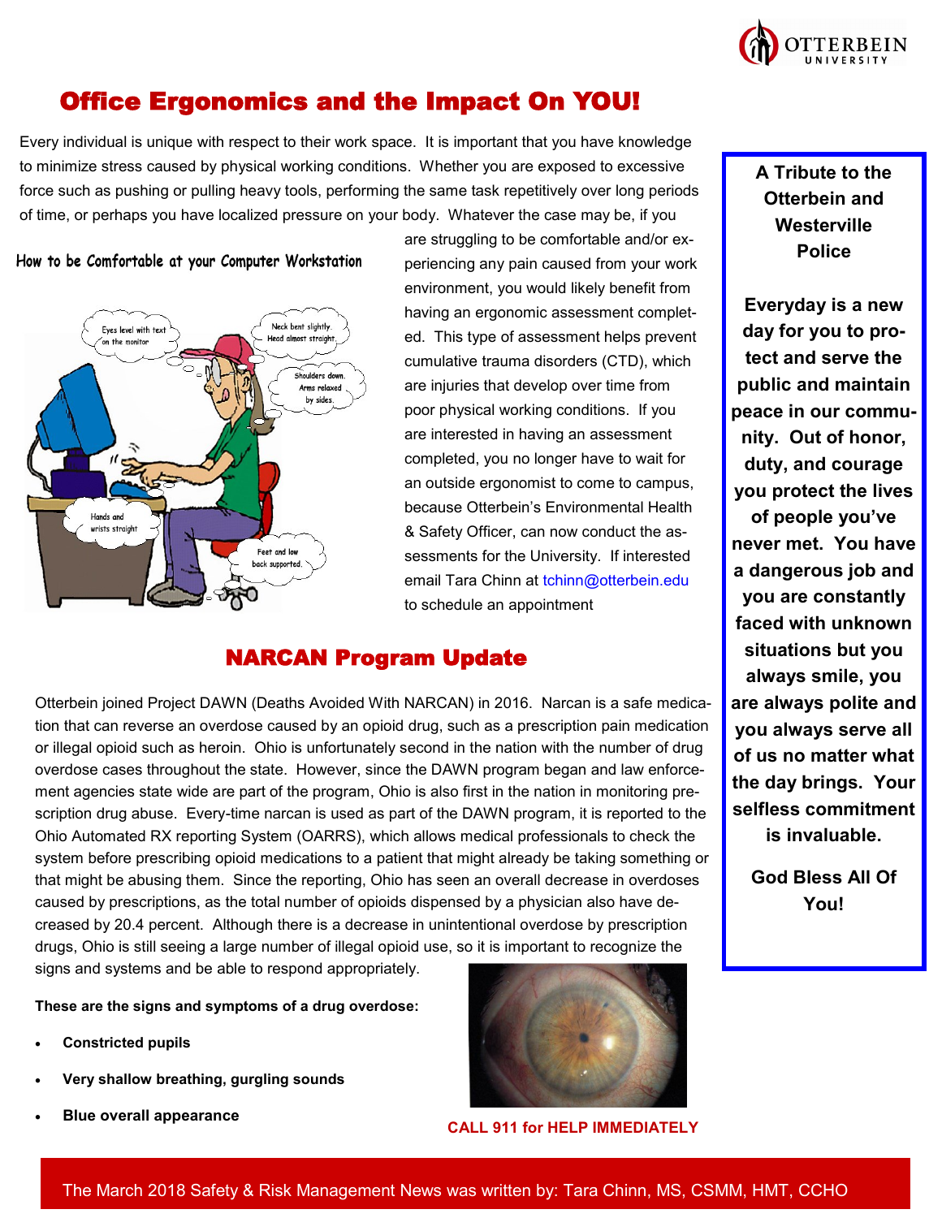# Office Ergonomics and the Impact On YOU!

Every individual is unique with respect to their work space. It is important that you have knowledge to minimize stress caused by physical working conditions. Whether you are exposed to excessive force such as pushing or pulling heavy tools, performing the same task repetitively over long periods of time, or perhaps you have localized pressure on your body. Whatever the case may be, if you are struggling to be comfortable and/or experiencing any pain caused from your work environment, you would likely benefit from having an ergonomic assessment completed. This type of assessment helps prevent cumulative trauma disorders (CTD), which are injuries that develop over time from poor physical working conditions. If you are interested in having an assessment completed, you no longer have to wait for an outside ergonomist to come to campus, because Otterbein's Environmental Health & Safety Officer, can now conduct the assessments for the University. If interested email Tara Chinn at tchinn@otterbein.edu to schedule an appointment

How to be Comfortable at your Computer Workstation

Eyes level with text on the monitor

Neck bent slightly. Head almost straight.

Shoulders down. Arms relaxed by sides.

Hands and wrists straight

Feet and low back supported.

## NARCAN Program Update

Otterbein joined Project DAWN (Deaths Avoided With NARCAN) in 2016. Narcan is a safe medication that can reverse an overdose caused by an opioid drug, such as a prescription pain medication or illegal opioid such as heroin. Ohio is unfortunately second in the nation with the number of drug overdose cases throughout the state. However, since the DAWN program began and law enforcement agencies state wide are part of the program, Ohio is also first in the nation in monitoring prescription drug abuse. Every-time narcan is used as part of the DAWN program, it is reported to the Ohio Automated RX reporting System (OARRS), which allows medical professionals to check the system before prescribing opioid medications to a patient that might already be taking something or that might be abusing them. Since the reporting, Ohio has seen an overall decrease in overdoses caused by prescriptions, as the total number of opioids dispensed by a physician also have decreased by 20.4 percent. Although there is a decrease in unintentional overdose by prescription drugs, Ohio is still seeing a large number of illegal opioid use, so it is important to recognize the signs and systems and be able to respond appropriately.

**These are the signs and symptoms of a drug overdose:**

- **Constricted pupils**
- **Very shallow breathing, gurgling sounds**
- **Blue overall appearance**

**CALL 911 for HELP IMMEDIATELY**

**A Tribute to the Otterbein and Westerville Police**

**Everyday is a new day for you to protect and serve the public and maintain peace in our community. Out of honor, duty, and courage you protect the lives of people you've never met. You have a dangerous job and you are constantly faced with unknown situations but you always smile, you are always polite and you always serve all of us no matter what the day brings. Your selfless commitment is invaluable.**

**God Bless All Of You!**

The March 2018 Safety & Risk Management News was written by: Tara Chinn, MS, CSMM, HMT, CCHO